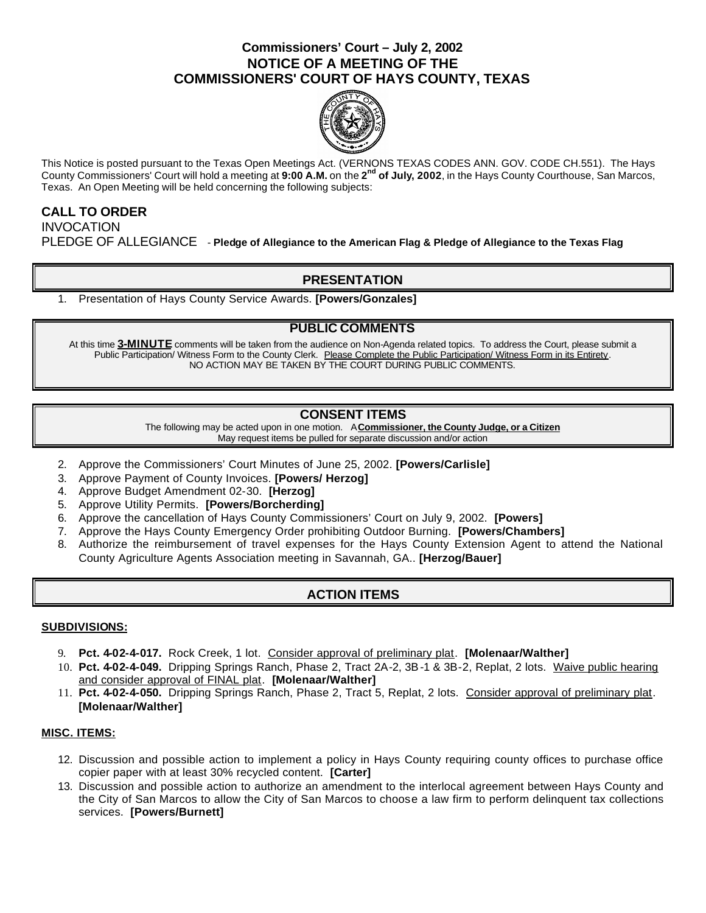# Commissioners' Court – July 2, 2002
# NOTICE OF A MEETING OF THE COMMISSIONERS' COURT OF HAYS COUNTY, TEXAS

This Notice is posted pursuant to the Texas Open Meetings Act. (VERNONS TEXAS CODES ANN. GOV. CODE CH.551). The Hays County Commissioners' Court will hold a meeting at **9:00 A.M.** on the **2nd of July, 2002**, in the Hays County Courthouse, San Marcos, Texas. An Open Meeting will be held concerning the following subjects:

**CALL TO ORDER**
INVOCATION
PLEDGE OF ALLEGIANCE - **Pledge of Allegiance to the American Flag & Pledge of Allegiance to the Texas Flag**

## PRESENTATION

1. Presentation of Hays County Service Awards. **[Powers/Gonzales]**

## PUBLIC COMMENTS

At this time **3-MINUTE** comments will be taken from the audience on Non-Agenda related topics. To address the Court, please submit a Public Participation/ Witness Form to the County Clerk. Please Complete the Public Participation/ Witness Form in its Entirety.
NO ACTION MAY BE TAKEN BY THE COURT DURING PUBLIC COMMENTS.

## CONSENT ITEMS

The following may be acted upon in one motion. A **Commissioner, the County Judge, or a Citizen** May request items be pulled for separate discussion and/or action

2. Approve the Commissioners' Court Minutes of June 25, 2002. **[Powers/Carlisle]**
3. Approve Payment of County Invoices. **[Powers/ Herzog]**
4. Approve Budget Amendment 02-30. **[Herzog]**
5. Approve Utility Permits. **[Powers/Borcherding]**
6. Approve the cancellation of Hays County Commissioners' Court on July 9, 2002. **[Powers]**
7. Approve the Hays County Emergency Order prohibiting Outdoor Burning. **[Powers/Chambers]**
8. Authorize the reimbursement of travel expenses for the Hays County Extension Agent to attend the National County Agriculture Agents Association meeting in Savannah, GA.. **[Herzog/Bauer]**

## ACTION ITEMS

### SUBDIVISIONS:

9. **Pct. 4-02-4-017.** Rock Creek, 1 lot. Consider approval of preliminary plat. **[Molenaar/Walther]**
10. **Pct. 4-02-4-049.** Dripping Springs Ranch, Phase 2, Tract 2A-2, 3B-1 & 3B-2, Replat, 2 lots. Waive public hearing and consider approval of FINAL plat. **[Molenaar/Walther]**
11. **Pct. 4-02-4-050.** Dripping Springs Ranch, Phase 2, Tract 5, Replat, 2 lots. Consider approval of preliminary plat. **[Molenaar/Walther]**

### MISC. ITEMS:

12. Discussion and possible action to implement a policy in Hays County requiring county offices to purchase office copier paper with at least 30% recycled content. **[Carter]**
13. Discussion and possible action to authorize an amendment to the interlocal agreement between Hays County and the City of San Marcos to allow the City of San Marcos to choose a law firm to perform delinquent tax collections services. **[Powers/Burnett]**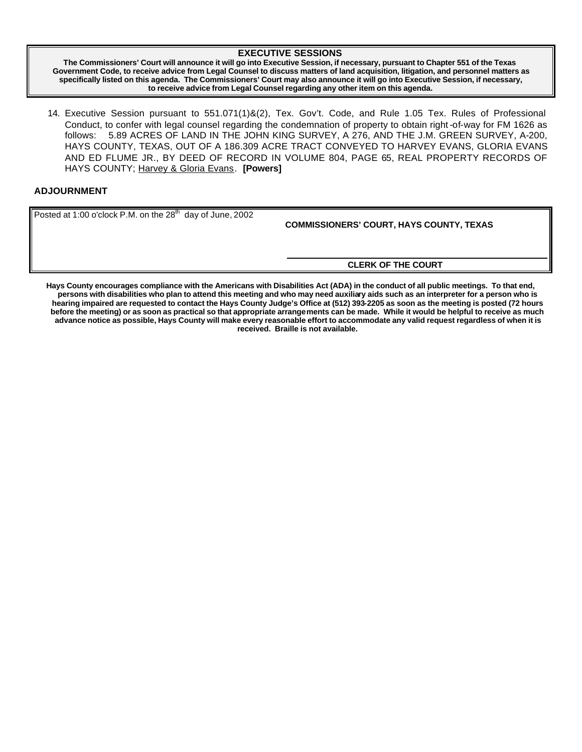## EXECUTIVE SESSIONS

**The Commissioners' Court will announce it will go into Executive Session, if necessary, pursuant to Chapter 551 of the Texas Government Code, to receive advice from Legal Counsel to discuss matters of land acquisition, litigation, and personnel matters as specifically listed on this agenda. The Commissioners' Court may also announce it will go into Executive Session, if necessary, to receive advice from Legal Counsel regarding any other item on this agenda.**

14. Executive Session pursuant to 551.071(1)&(2), Tex. Gov't. Code, and Rule 1.05 Tex. Rules of Professional Conduct, to confer with legal counsel regarding the condemnation of property to obtain right-of-way for FM 1626 as follows: 5.89 ACRES OF LAND IN THE JOHN KING SURVEY, A 276, AND THE J.M. GREEN SURVEY, A-200, HAYS COUNTY, TEXAS, OUT OF A 186.309 ACRE TRACT CONVEYED TO HARVEY EVANS, GLORIA EVANS AND ED FLUME JR., BY DEED OF RECORD IN VOLUME 804, PAGE 65, REAL PROPERTY RECORDS OF HAYS COUNTY; Harvey & Gloria Evans. **[Powers]**

**ADJOURNMENT**

Posted at 1:00 o'clock P.M. on the 28th day of June, 2002

**COMMISSIONERS' COURT, HAYS COUNTY, TEXAS**

**CLERK OF THE COURT**

**Hays County encourages compliance with the Americans with Disabilities Act (ADA) in the conduct of all public meetings. To that end, persons with disabilities who plan to attend this meeting and who may need auxiliary aids such as an interpreter for a person who is hearing impaired are requested to contact the Hays County Judge's Office at (512) 393-2205 as soon as the meeting is posted (72 hours before the meeting) or as soon as practical so that appropriate arrangements can be made. While it would be helpful to receive as much advance notice as possible, Hays County will make every reasonable effort to accommodate any valid request regardless of when it is received. Braille is not available.**